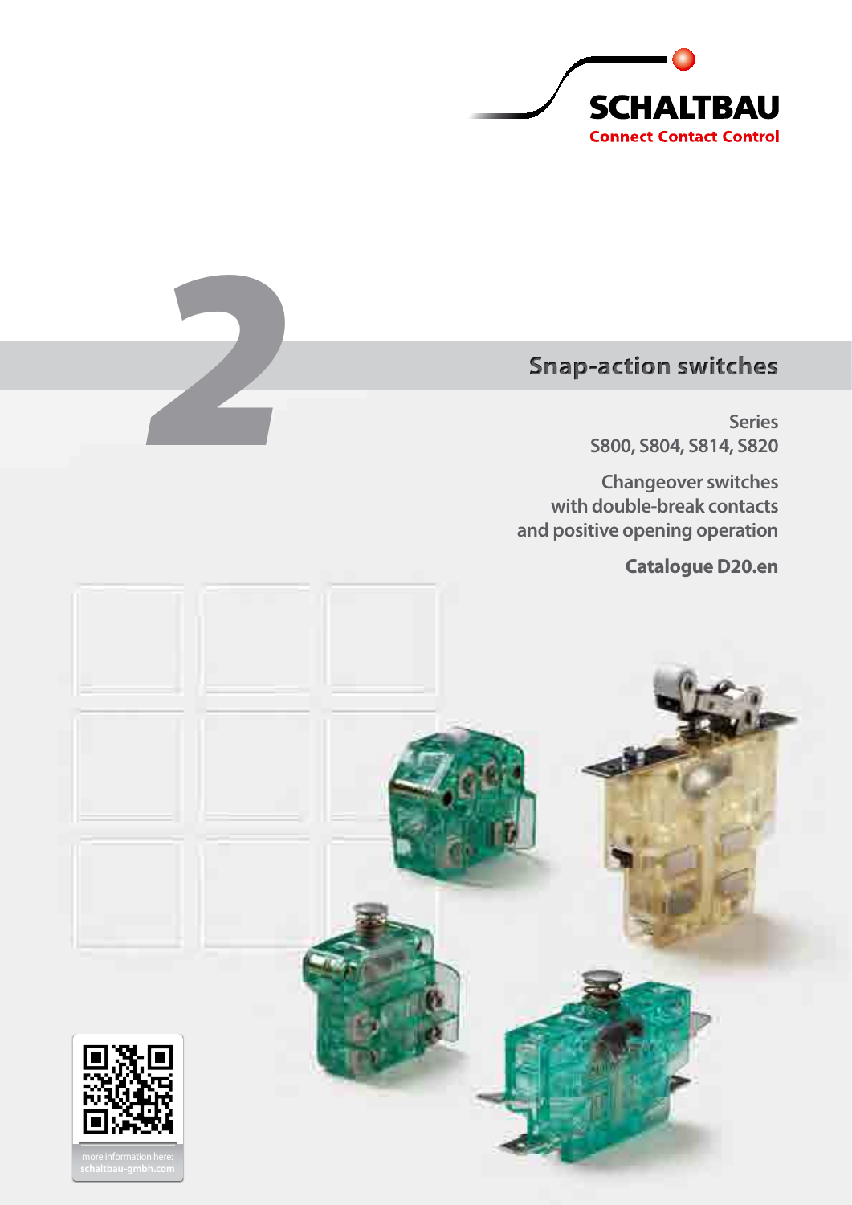SCHALTBAU

Connect Contact Control

2

# Snap-action switches

**Series**
**S800, S804, S814, S820**

**Changeover switches**
**with double-break contacts**
**and positive opening operation**

**Catalogue D20.en**

more information here:
schaltbau-gmbh.com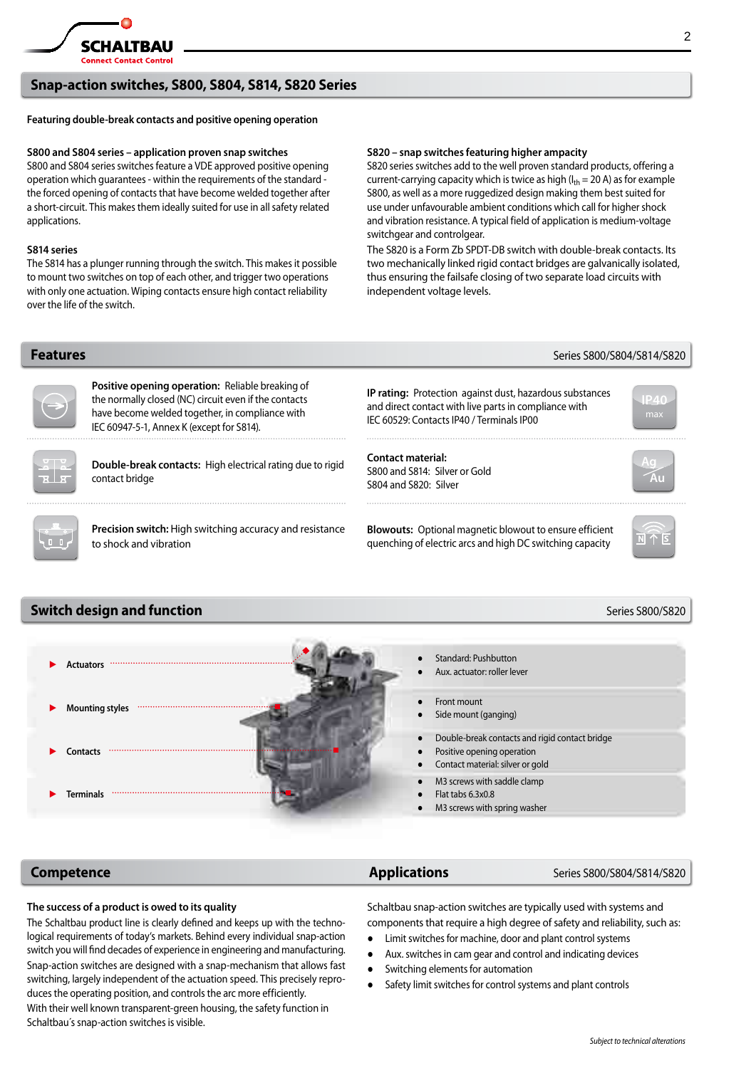# Snap-action switches, S800, S804, S814, S820 Series

**Featuring double-break contacts and positive opening operation**

**S800 and S804 series – application proven snap switches**
S800 and S804 series switches feature a VDE approved positive opening operation which guarantees - within the requirements of the standard - the forced opening of contacts that have become welded together after a short-circuit. This makes them ideally suited for use in all safety related applications.

**S814 series**
The S814 has a plunger running through the switch. This makes it possible to mount two switches on top of each other, and trigger two operations with only one actuation. Wiping contacts ensure high contact reliability over the life of the switch.

**S820 – snap switches featuring higher ampacity**
S820 series switches add to the well proven standard products, offering a current-carrying capacity which is twice as high ($I_{th}$ = 20 A) as for example S800, as well as a more ruggedized design making them best suited for use under unfavourable ambient conditions which call for higher shock and vibration resistance. A typical field of application is medium-voltage switchgear and controlgear.
The S820 is a Form Zb SPDT-DB switch with double-break contacts. Its two mechanically linked rigid contact bridges are galvanically isolated, thus ensuring the failsafe closing of two separate load circuits with independent voltage levels.

## Features

Series S800/S804/S814/S820

**Positive opening operation:** Reliable breaking of the normally closed (NC) circuit even if the contacts have become welded together, in compliance with IEC 60947-5-1, Annex K (except for S814).

**Double-break contacts:** High electrical rating due to rigid contact bridge

**Precision switch:** High switching accuracy and resistance to shock and vibration

**IP rating:** Protection against dust, hazardous substances and direct contact with live parts in compliance with IEC 60529: Contacts IP40 / Terminals IP00

IP40 max

**Contact material:**
S800 and S814: Silver or Gold
S804 and S820: Silver

Ag Au

**Blowouts:** Optional magnetic blowout to ensure efficient quenching of electric arcs and high DC switching capacity

## Switch design and function

Series S800/S820

- **Actuators**
  - Standard: Pushbutton
  - Aux. actuator: roller lever
- **Mounting styles**
  - Front mount
  - Side mount (ganging)
- **Contacts**
  - Double-break contacts and rigid contact bridge
  - Positive opening operation
  - Contact material: silver or gold
- **Terminals**
  - M3 screws with saddle clamp
  - Flat tabs 6.3x0.8
  - M3 screws with spring washer

## Competence

**The success of a product is owed to its quality**

The Schaltbau product line is clearly defined and keeps up with the technological requirements of today's markets. Behind every individual snap-action switch you will find decades of experience in engineering and manufacturing. Snap-action switches are designed with a snap-mechanism that allows fast switching, largely independent of the actuation speed. This precisely reproduces the operating position, and controls the arc more efficiently.
With their well known transparent-green housing, the safety function in Schaltbau´s snap-action switches is visible.

## Applications

Series S800/S804/S814/S820

Schaltbau snap-action switches are typically used with systems and components that require a high degree of safety and reliability, such as:

- Limit switches for machine, door and plant control systems
- Aux. switches in cam gear and control and indicating devices
- Switching elements for automation
- Safety limit switches for control systems and plant controls

*Subject to technical alterations*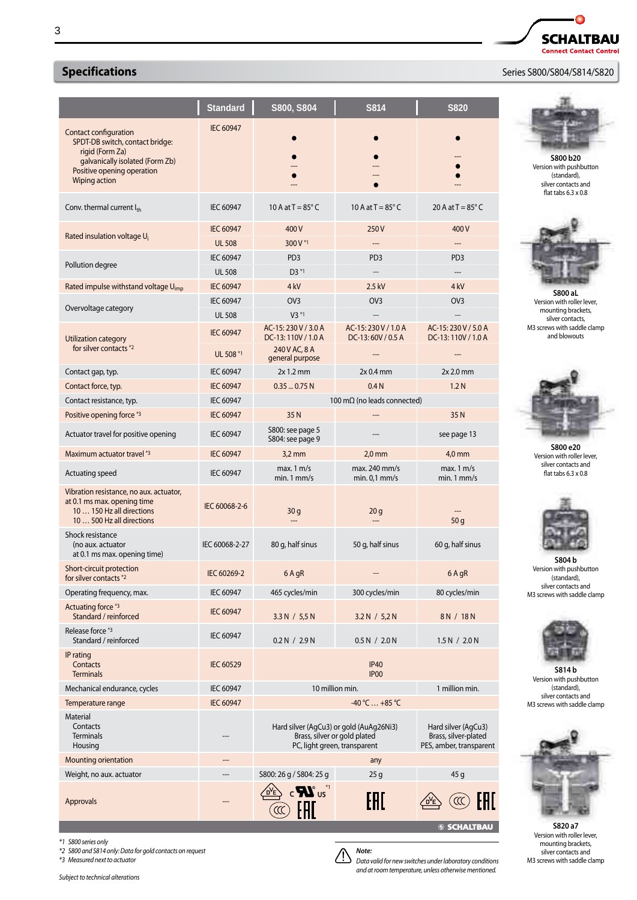## Specifications

Series S800/S804/S814/S820

| | Standard | S800, S804 | S814 | S820 |
|---|---|---|---|---|
| Contact configuration<br>SPDT-DB switch, contact bridge:<br>rigid (Form Za)<br>galvanically isolated (Form Zb)<br>Positive opening operation<br>Wiping action | IEC 60947 | •<br><br>•<br>---<br>•<br>--- | •<br><br>•<br>---<br>---<br>• | •<br><br>---<br>•<br>•<br>--- |
| Conv. thermal current $I_{th}$ | IEC 60947 | 10 A at T = 85° C | 10 A at T = 85° C | 20 A at T = 85° C |
| Rated insulation voltage $U_i$ | IEC 60947 | 400 V | 250 V | 400 V |
| | UL 508 | 300 V *1 | --- | --- |
| Pollution degree | IEC 60947 | PD3 | PD3 | PD3 |
| | UL 508 | D3 *1 | --- | --- |
| Rated impulse withstand voltage $U_{imp}$ | IEC 60947 | 4 kV | 2.5 kV | 4 kV |
| Overvoltage category | IEC 60947 | OV3 | OV3 | OV3 |
| | UL 508 | V3 *1 | --- | --- |
| Utilization category<br>for silver contacts *2 | IEC 60947 | AC-15: 230 V / 3.0 A<br>DC-13: 110V / 1.0 A | AC-15: 230 V / 1.0 A<br>DC-13: 60V / 0.5 A | AC-15: 230 V / 5.0 A<br>DC-13: 110V / 1.0 A |
| | UL 508 *1 | 240 V AC, 8 A<br>general purpose | --- | --- |
| Contact gap, typ. | IEC 60947 | 2x 1.2 mm | 2x 0.4 mm | 2x 2.0 mm |
| Contact force, typ. | IEC 60947 | 0.35 ... 0.75 N | 0.4 N | 1.2 N |
| Contact resistance, typ. | IEC 60947 | 100 mΩ (no leads connected) | | |
| Positive opening force *3 | IEC 60947 | 35 N | --- | 35 N |
| Actuator travel for positive opening | IEC 60947 | S800: see page 5<br>S804: see page 9 | --- | see page 13 |
| Maximum actuator travel *3 | IEC 60947 | 3,2 mm | 2,0 mm | 4,0 mm |
| Actuating speed | IEC 60947 | max. 1 m/s<br>min. 1 mm/s | max. 240 mm/s<br>min. 0,1 mm/s | max. 1 m/s<br>min. 1 mm/s |
| Vibration resistance, no aux. actuator, at 0.1 ms max. opening time<br>10 … 150 Hz all directions<br>10 … 500 Hz all directions | IEC 60068-2-6 | 30 g<br>--- | 20 g<br>--- | ---<br>50 g |
| Shock resistance<br>(no aux. actuator<br>at 0.1 ms max. opening time) | IEC 60068-2-27 | 80 g, half sinus | 50 g, half sinus | 60 g, half sinus |
| Short-circuit protection<br>for silver contacts *2 | IEC 60269-2 | 6 A gR | --- | 6 A gR |
| Operating frequency, max. | IEC 60947 | 465 cycles/min | 300 cycles/min | 80 cycles/min |
| Actuating force *3<br>Standard / reinforced | IEC 60947 | 3.3 N / 5,5 N | 3.2 N / 5,2 N | 8 N / 18 N |
| Release force *3<br>Standard / reinforced | IEC 60947 | 0.2 N / 2.9 N | 0.5 N / 2.0 N | 1.5 N / 2.0 N |
| IP rating<br>Contacts<br>Terminals | IEC 60529 | IP40<br>IP00 | | |
| Mechanical endurance, cycles | IEC 60947 | 10 million min. | | 1 million min. |
| Temperature range | IEC 60947 | -40 °C … +85 °C | | |
| Material<br>Contacts<br>Terminals<br>Housing | --- | Hard silver (AgCu3) or gold (AuAg26Ni3)<br>Brass, silver or gold plated<br>PC, light green, transparent | | Hard silver (AgCu3)<br>Brass, silver-plated<br>PES, amber, transparent |
| Mounting orientation | --- | any | | |
| Weight, no aux. actuator | --- | S800: 26 g / S804: 25 g | 25 g | 45 g |
| Approvals | --- | VDE, cULus *1, CCC, EAC | EAC | VDE, CCC, EAC |

*1 S800 series only
*2 S800 and S814 only: Data for gold contacts on request
*3 Measured next to actuator

Subject to technical alterations

**Note:** Data valid for new switches under laboratory conditions and at room temperature, unless otherwise mentioned.

**S800 b20**
Version with pushbutton (standard), silver contacts and flat tabs 6.3 x 0.8

**S800 aL**
Version with roller lever, mounting brackets, silver contacts, M3 screws with saddle clamp and blowouts

**S800 e20**
Version with roller lever, silver contacts and flat tabs 6.3 x 0.8

**S804 b**
Version with pushbutton (standard), silver contacts and M3 screws with saddle clamp

**S814 b**
Version with pushbutton (standard), silver contacts and M3 screws with saddle clamp

**S820 a7**
Version with roller lever, mounting brackets, silver contacts and M3 screws with saddle clamp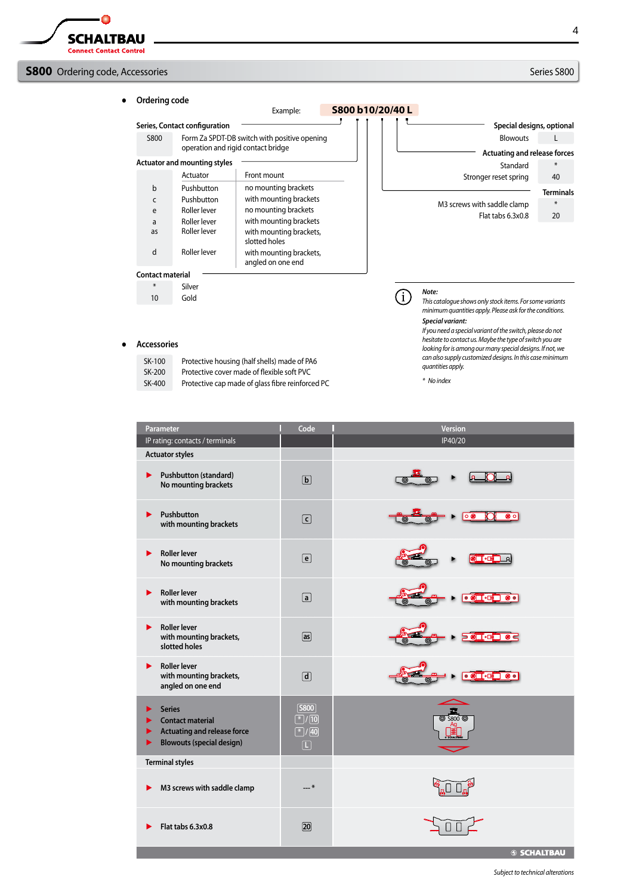## S800 Ordering code, Accessories

Series S800

- **Ordering code**

Example: **S800 b10/20/40 L**

**Series, Contact configuration**

| | |
|---|---|
| S800 | Form Za SPDT-DB switch with positive opening operation and rigid contact bridge |

**Actuator and mounting styles**

| | Actuator | Front mount |
|---|---|---|
| b | Pushbutton | no mounting brackets |
| c | Pushbutton | with mounting brackets |
| e | Roller lever | no mounting brackets |
| a | Roller lever | with mounting brackets |
| as | Roller lever | with mounting brackets, slotted holes |
| d | Roller lever | with mounting brackets, angled on one end |

**Contact material**

| | |
|---|---|
| * | Silver |
| 10 | Gold |

**Special designs, optional**

| | |
|---|---|
| Blowouts | L |

**Actuating and release forces**

| | |
|---|---|
| Standard | * |
| Stronger reset spring | 40 |

**Terminals**

| | |
|---|---|
| M3 screws with saddle clamp | * |
| Flat tabs 6.3x0.8 | 20 |

*Note:*
*This catalogue shows only stock items. For some variants minimum quantities apply. Please ask for the conditions.*
*Special variant:*
*If you need a special variant of the switch, please do not hesitate to contact us. Maybe the type of switch you are looking for is among our many special designs. If not, we can also supply customized designs. In this case minimum quantities apply.*

*\* No index*

- **Accessories**

| | |
|---|---|
| SK-100 | Protective housing (half shells) made of PA6 |
| SK-200 | Protective cover made of flexible soft PVC |
| SK-400 | Protective cap made of glass fibre reinforced PC |

| Parameter | Code | Version |
|---|---|---|
| IP rating: contacts / terminals | | IP40/20 |
| **Actuator styles** | | |
| Pushbutton (standard) No mounting brackets | b | |
| Pushbutton with mounting brackets | c | |
| Roller lever No mounting brackets | e | |
| Roller lever with mounting brackets | a | |
| Roller lever with mounting brackets, slotted holes | as | |
| Roller lever with mounting brackets, angled on one end | d | |
| Series / Contact material / Actuating and release force / Blowouts (special design) | S800 / * / 10 / * / 40 / L | |
| **Terminal styles** | | |
| M3 screws with saddle clamp | --- * | |
| Flat tabs 6.3x0.8 | 20 | |

*Subject to technical alterations*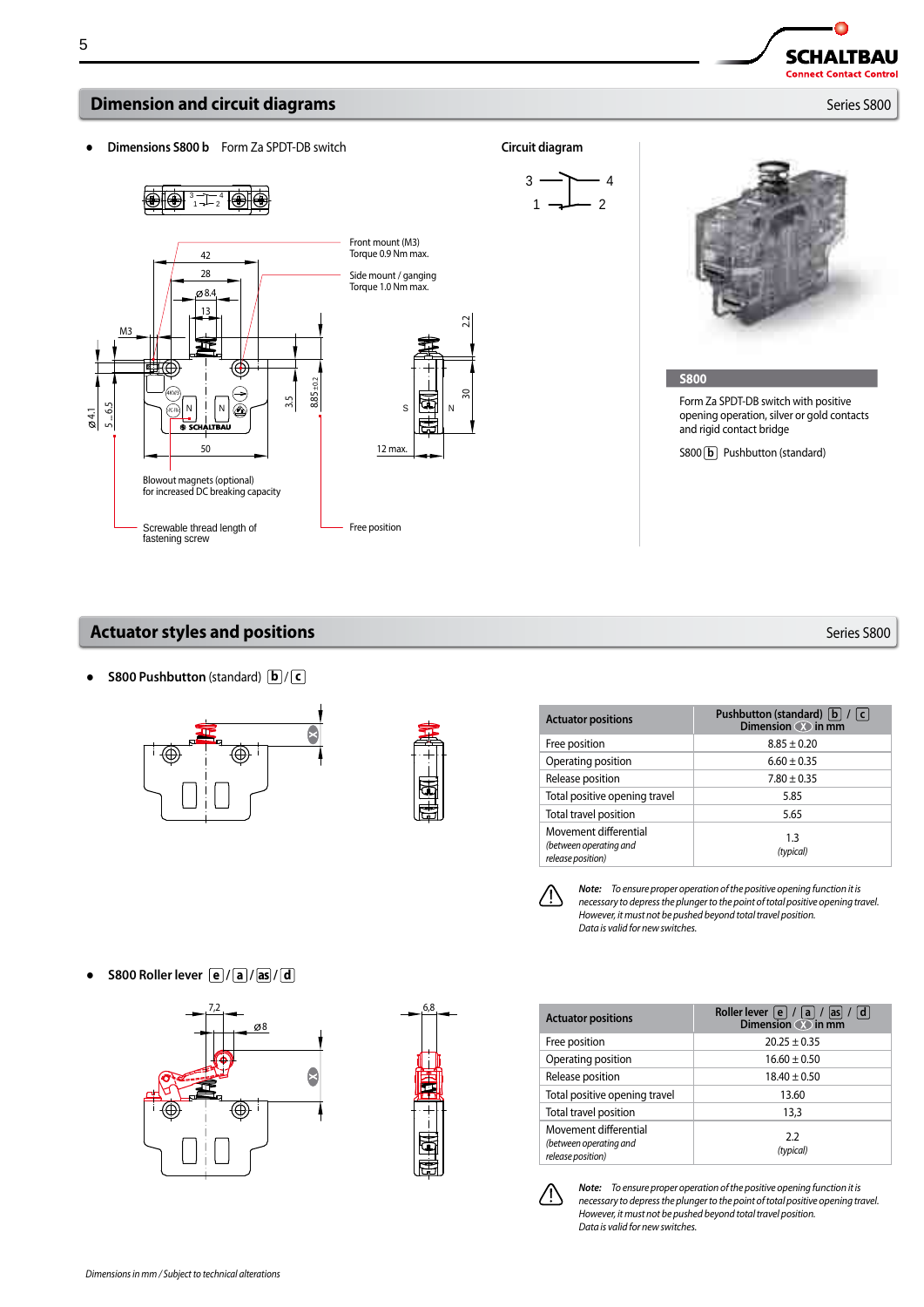## Dimension and circuit diagrams

Series S800

- **Dimensions S800 b** Form Za SPDT-DB switch

Front mount (M3)
Torque 0.9 Nm max.

Side mount / ganging
Torque 1.0 Nm max.

Blowout magnets (optional)
for increased DC breaking capacity

Screwable thread length of fastening screw

Free position

**Circuit diagram**

**S800**

Form Za SPDT-DB switch with positive opening operation, silver or gold contacts and rigid contact bridge

S800 b Pushbutton (standard)

## Actuator styles and positions

Series S800

- **S800 Pushbutton** (standard) b / c

| Actuator positions | Pushbutton (standard) b / c Dimension X in mm |
|---|---|
| Free position | 8.85 ± 0.20 |
| Operating position | 6.60 ± 0.35 |
| Release position | 7.80 ± 0.35 |
| Total positive opening travel | 5.85 |
| Total travel position | 5.65 |
| Movement differential *(between operating and release position)* | 1.3 *(typical)* |

*Note: To ensure proper operation of the positive opening function it is necessary to depress the plunger to the point of total positive opening travel. However, it must not be pushed beyond total travel position. Data is valid for new switches.*

- **S800 Roller lever** e / a / as / d

| Actuator positions | Roller lever e / a / as / d Dimension X in mm |
|---|---|
| Free position | 20.25 ± 0.35 |
| Operating position | 16.60 ± 0.50 |
| Release position | 18.40 ± 0.50 |
| Total positive opening travel | 13.60 |
| Total travel position | 13,3 |
| Movement differential *(between operating and release position)* | 2.2 *(typical)* |

*Note: To ensure proper operation of the positive opening function it is necessary to depress the plunger to the point of total positive opening travel. However, it must not be pushed beyond total travel position. Data is valid for new switches.*

*Dimensions in mm / Subject to technical alterations*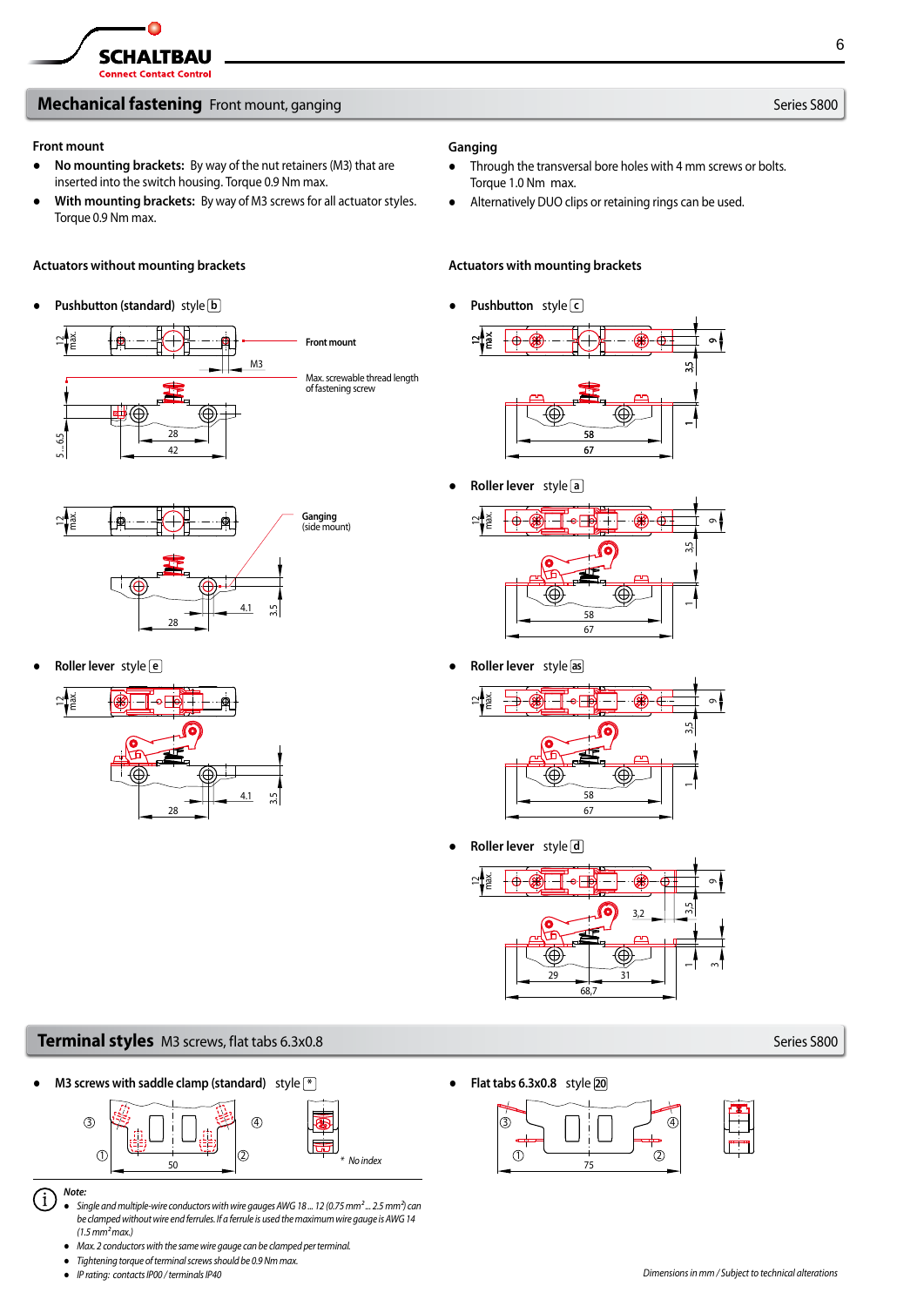## Mechanical fastening Front mount, ganging

Series S800

### Front mount

- **No mounting brackets:** By way of the nut retainers (M3) that are inserted into the switch housing. Torque 0.9 Nm max.
- **With mounting brackets:** By way of M3 screws for all actuator styles. Torque 0.9 Nm max.

### Ganging

- Through the transversal bore holes with 4 mm screws or bolts. Torque 1.0 Nm max.
- Alternatively DUO clips or retaining rings can be used.

### Actuators without mounting brackets

- **Pushbutton (standard)** style b

Front mount

M3

Max. screwable thread length of fastening screw

12 max. | 5 ... 6.5 | 28 | 42

Ganging (side mount)

12 max. | 28 | 4.1 | 3.5

- **Roller lever** style e

12 max. | 28 | 4.1 | 3.5

### Actuators with mounting brackets

- **Pushbutton** style c

12 max. | 9 | 3.5 | 1 | 58 | 67

- **Roller lever** style a

12 max. | 9 | 3.5 | 1 | 58 | 67

- **Roller lever** style as

12 max. | 9 | 3.5 | 1 | 58 | 67

- **Roller lever** style d

12 max. | 9 | 3.5 | 3,2 | 1 | 3 | 29 | 31 | 68,7

## Terminal styles M3 screws, flat tabs 6.3x0.8

Series S800

- **M3 screws with saddle clamp (standard)** style *

③ ④ ① ② 50

\* No index

- **Flat tabs 6.3x0.8** style 20

③ ④ ① ② 75

*Note:*

- *Single and multiple-wire conductors with wire gauges AWG 18 ... 12 (0.75 mm² ... 2.5 mm²) can be clamped without wire end ferrules. If a ferrule is used the maximum wire gauge is AWG 14 (1.5 mm² max.)*
- *Max. 2 conductors with the same wire gauge can be clamped per terminal.*
- *Tightening torque of terminal screws should be 0.9 Nm max.*
- *IP rating: contacts IP00 / terminals IP40*

*Dimensions in mm / Subject to technical alterations*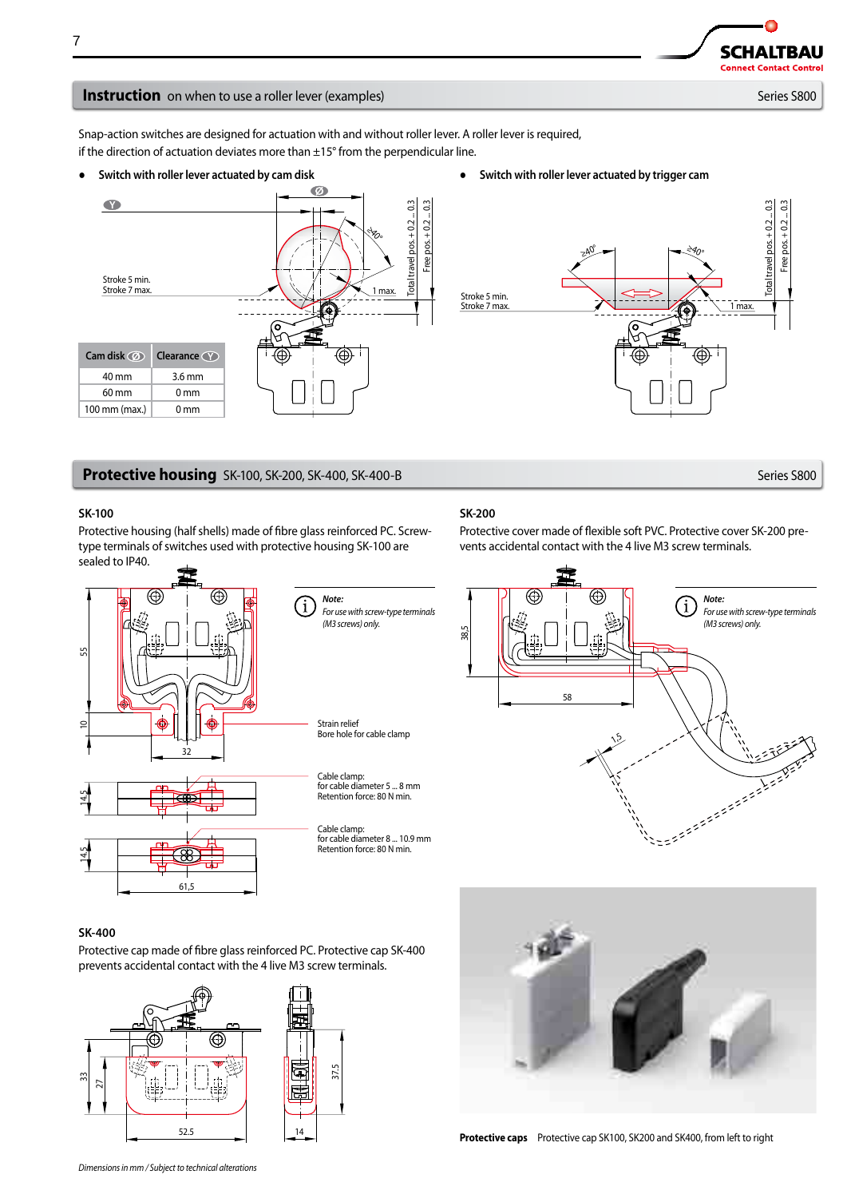## **Instruction** on when to use a roller lever (examples)

Series S800

Snap-action switches are designed for actuation with and without roller lever. A roller lever is required, if the direction of actuation deviates more than ±15° from the perpendicular line.

- Switch with roller lever actuated by cam disk
- Switch with roller lever actuated by trigger cam

Stroke 5 min.
Stroke 7 max.

1 max.

Total travel pos. + 0.2 ... 0.3
Free pos. + 0.2 ... 0.3

≥40°

| Cam disk Ø | Clearance Y |
|---|---|
| 40 mm | 3.6 mm |
| 60 mm | 0 mm |
| 100 mm (max.) | 0 mm |

## **Protective housing** SK-100, SK-200, SK-400, SK-400-B

Series S800

### SK-100

Protective housing (half shells) made of fibre glass reinforced PC. Screw-type terminals of switches used with protective housing SK-100 are sealed to IP40.

*Note: For use with screw-type terminals (M3 screws) only.*

Strain relief
Bore hole for cable clamp

Cable clamp:
for cable diameter 5 ... 8 mm
Retention force: 80 N min.

Cable clamp:
for cable diameter 8 ... 10.9 mm
Retention force: 80 N min.

### SK-200

Protective cover made of flexible soft PVC. Protective cover SK-200 prevents accidental contact with the 4 live M3 screw terminals.

*Note: For use with screw-type terminals (M3 screws) only.*

### SK-400

Protective cap made of fibre glass reinforced PC. Protective cap SK-400 prevents accidental contact with the 4 live M3 screw terminals.

**Protective caps** Protective cap SK100, SK200 and SK400, from left to right

*Dimensions in mm / Subject to technical alterations*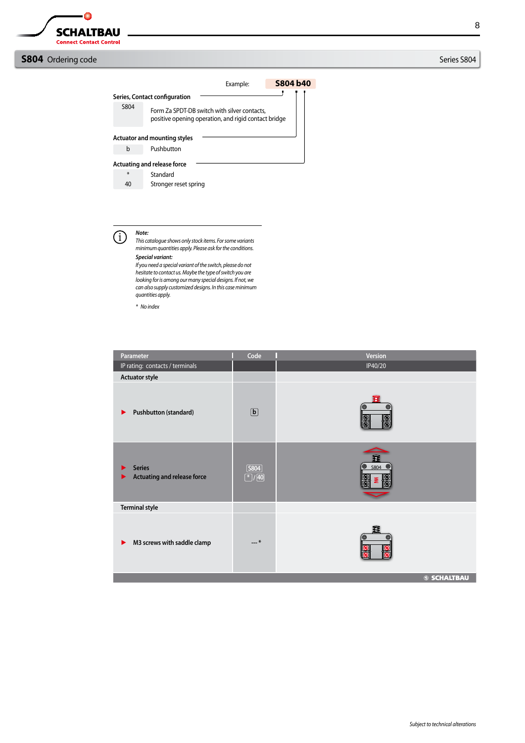## S804 Ordering code

Series S804

Example: **S804 b40**

**Series, Contact configuration**

| | |
|---|---|
| S804 | Form Za SPDT-DB switch with silver contacts, positive opening operation, and rigid contact bridge |

**Actuator and mounting styles**

| | |
|---|---|
| b | Pushbutton |

**Actuating and release force**

| | |
|---|---|
| * | Standard |
| 40 | Stronger reset spring |

*Note:*
*This catalogue shows only stock items. For some variants minimum quantities apply. Please ask for the conditions.*

***Special variant:***
*If you need a special variant of the switch, please do not hesitate to contact us. Maybe the type of switch you are looking for is among our many special designs. If not, we can also supply customized designs. In this case minimum quantities apply.*

*\* No index*

| Parameter | Code | Version |
|---|---|---|
| IP rating: contacts / terminals | | IP40/20 |
| **Actuator style** | | |
| ► **Pushbutton (standard)** | b | |
| ► **Series**<br>► **Actuating and release force** | S804<br>* / 40 | |
| **Terminal style** | | |
| ► **M3 screws with saddle clamp** | --- * | |

Subject to technical alterations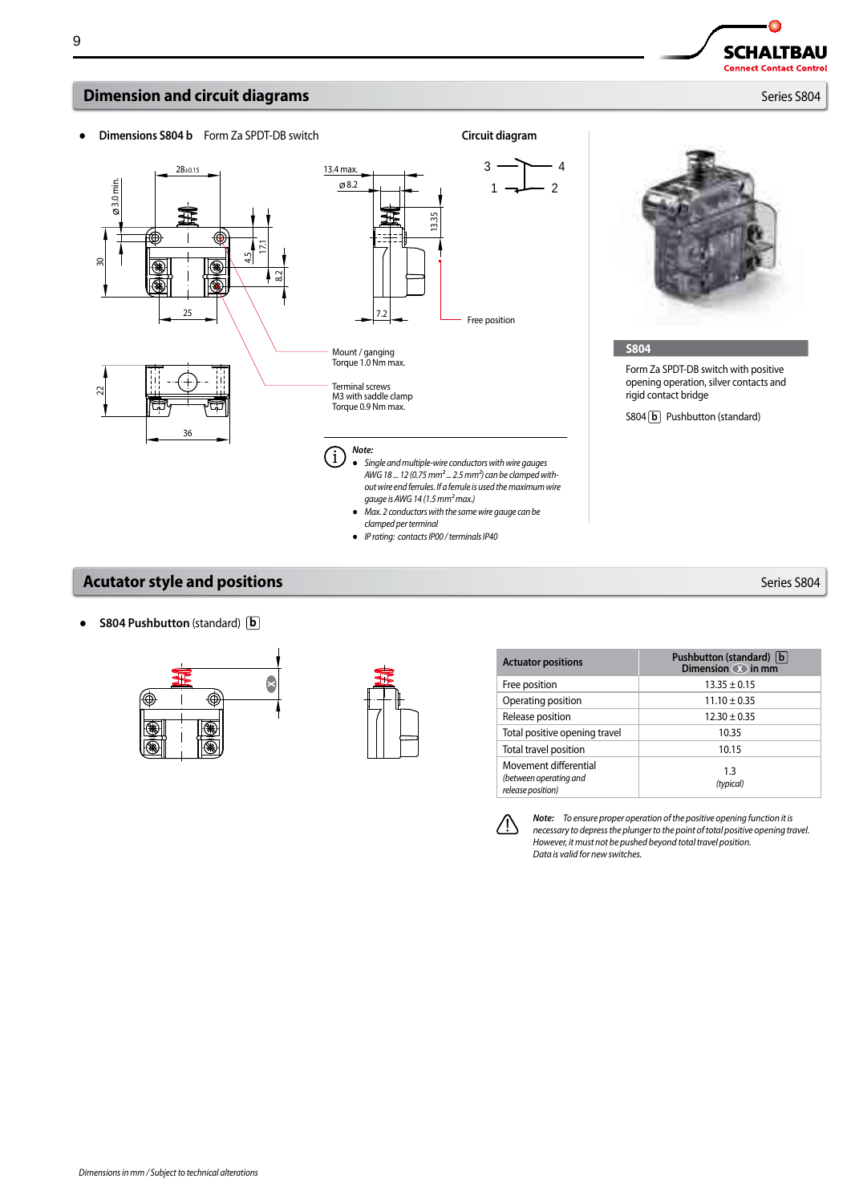## Dimension and circuit diagrams

Series S804

- **Dimensions S804 b** Form Za SPDT-DB switch

**Circuit diagram**

Mount / ganging
Torque 1.0 Nm max.

Terminal screws
M3 with saddle clamp
Torque 0.9 Nm max.

Free position

*Note:*

- *Single and multiple-wire conductors with wire gauges AWG 18 ... 12 (0.75 mm² ... 2.5 mm²) can be clamped without wire end ferrules. If a ferrule is used the maximum wire gauge is AWG 14 (1.5 mm² max.)*
- *Max. 2 conductors with the same wire gauge can be clamped per terminal*
- *IP rating: contacts IP00 / terminals IP40*

**S804**

Form Za SPDT-DB switch with positive opening operation, silver contacts and rigid contact bridge

S804 b Pushbutton (standard)

## Acutator style and positions

Series S804

- **S804 Pushbutton** (standard) b

| Actuator positions | Pushbutton (standard) b Dimension X in mm |
|---|---|
| Free position | 13.35 ± 0.15 |
| Operating position | 11.10 ± 0.35 |
| Release position | 12.30 ± 0.35 |
| Total positive opening travel | 10.35 |
| Total travel position | 10.15 |
| Movement differential *(between operating and release position)* | 1.3 *(typical)* |

***Note:*** *To ensure proper operation of the positive opening function it is necessary to depress the plunger to the point of total positive opening travel. However, it must not be pushed beyond total travel position. Data is valid for new switches.*

*Dimensions in mm / Subject to technical alterations*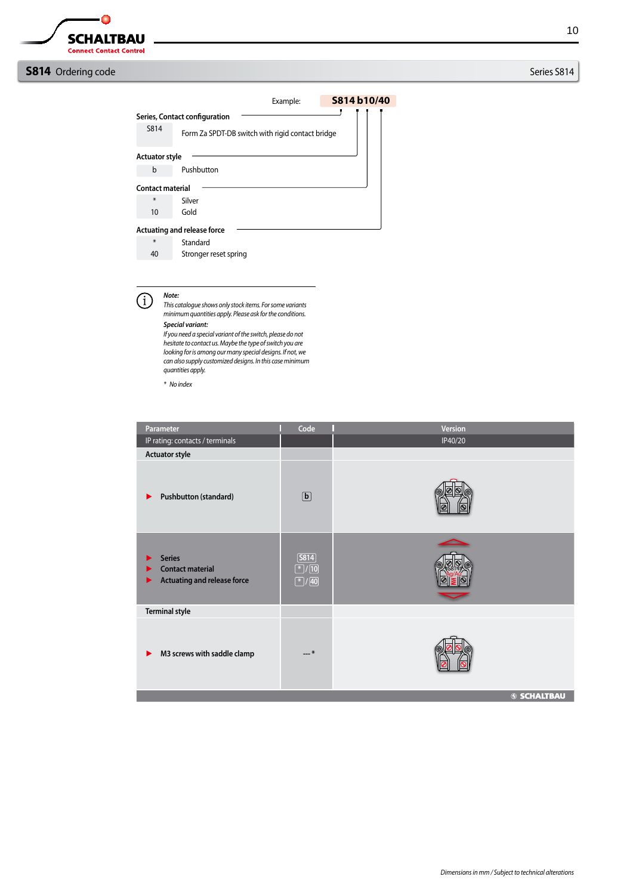# S814 Ordering code

Example: **S814 b10/40**

**Series, Contact configuration**

| | |
|---|---|
| S814 | Form Za SPDT-DB switch with rigid contact bridge |

**Actuator style**

| | |
|---|---|
| b | Pushbutton |

**Contact material**

| | |
|---|---|
| * | Silver |
| 10 | Gold |

**Actuating and release force**

| | |
|---|---|
| * | Standard |
| 40 | Stronger reset spring |

***Note:***
*This catalogue shows only stock items. For some variants minimum quantities apply. Please ask for the conditions.*

***Special variant:***
*If you need a special variant of the switch, please do not hesitate to contact us. Maybe the type of switch you are looking for is among our many special designs. If not, we can also supply customized designs. In this case minimum quantities apply.*

*\* No index*

| Parameter | Code | Version |
|---|---|---|
| IP rating: contacts / terminals | | IP40/20 |
| **Actuator style** | | |
| ▶ Pushbutton (standard) | b | |
| ▶ Series<br>▶ Contact material<br>▶ Actuating and release force | S814<br>* / 10<br>* / 40 | |
| **Terminal style** | | |
| ▶ M3 screws with saddle clamp | --- * | |

Dimensions in mm / Subject to technical alterations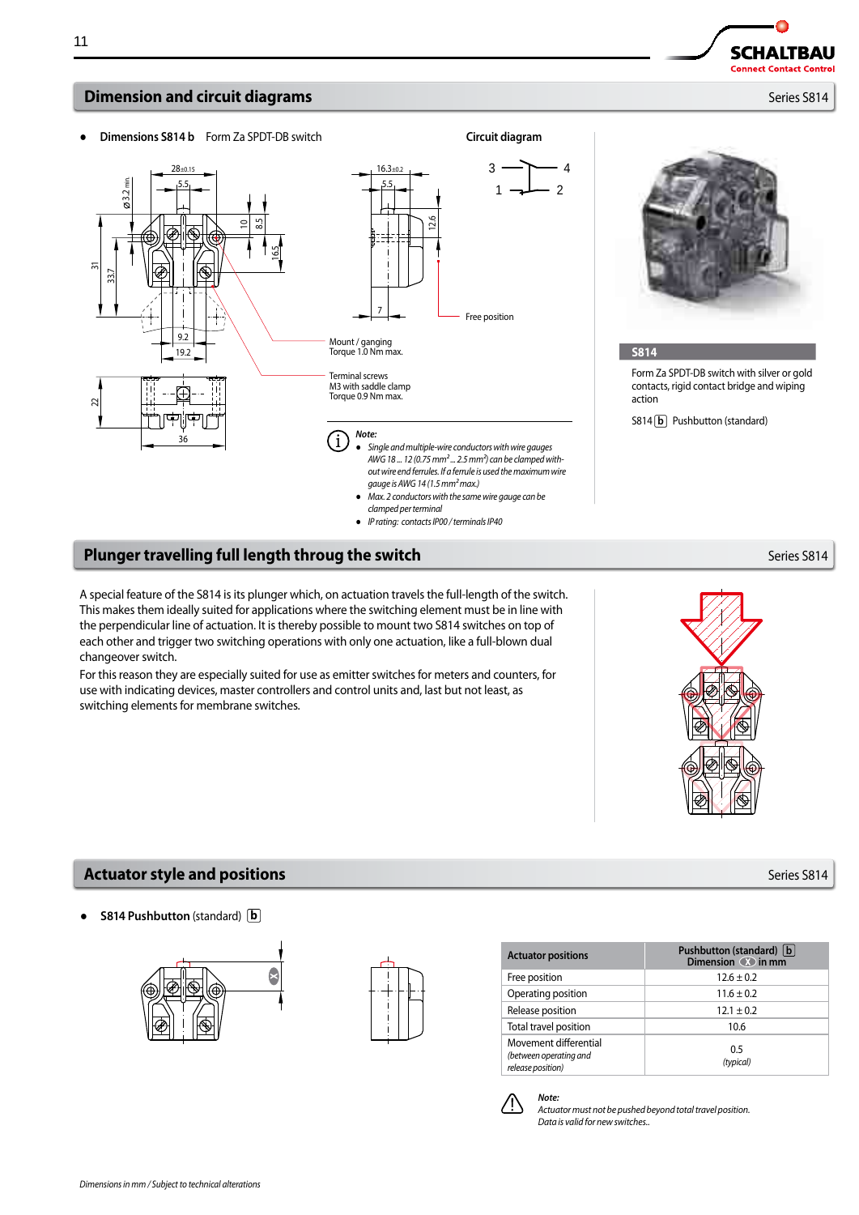## Dimension and circuit diagrams

Series S814

- **Dimensions S814 b** Form Za SPDT-DB switch

**Circuit diagram**

Mount / ganging
Torque 1.0 Nm max.

Terminal screws
M3 with saddle clamp
Torque 0.9 Nm max.

Free position

*Note:*

- *Single and multiple-wire conductors with wire gauges AWG 18 ... 12 (0.75 mm² ... 2.5 mm²) can be clamped without wire end ferrules. If a ferrule is used the maximum wire gauge is AWG 14 (1.5 mm² max.)*
- *Max. 2 conductors with the same wire gauge can be clamped per terminal*
- *IP rating: contacts IP00 / terminals IP40*

**S814**

Form Za SPDT-DB switch with silver or gold contacts, rigid contact bridge and wiping action

S814 b Pushbutton (standard)

## Plunger travelling full length throug the switch

Series S814

A special feature of the S814 is its plunger which, on actuation travels the full-length of the switch. This makes them ideally suited for applications where the switching element must be in line with the perpendicular line of actuation. It is thereby possible to mount two S814 switches on top of each other and trigger two switching operations with only one actuation, like a full-blown dual changeover switch.

For this reason they are especially suited for use as emitter switches for meters and counters, for use with indicating devices, master controllers and control units and, last but not least, as switching elements for membrane switches.

## Actuator style and positions

Series S814

- **S814 Pushbutton** (standard) b

| Actuator positions | Pushbutton (standard) b Dimension X in mm |
|---|---|
| Free position | 12.6 ± 0.2 |
| Operating position | 11.6 ± 0.2 |
| Release position | 12.1 ± 0.2 |
| Total travel position | 10.6 |
| Movement differential *(between operating and release position)* | 0.5 *(typical)* |

*Note:*
*Actuator must not be pushed beyond total travel position.*
*Data is valid for new switches..*

*Dimensions in mm / Subject to technical alterations*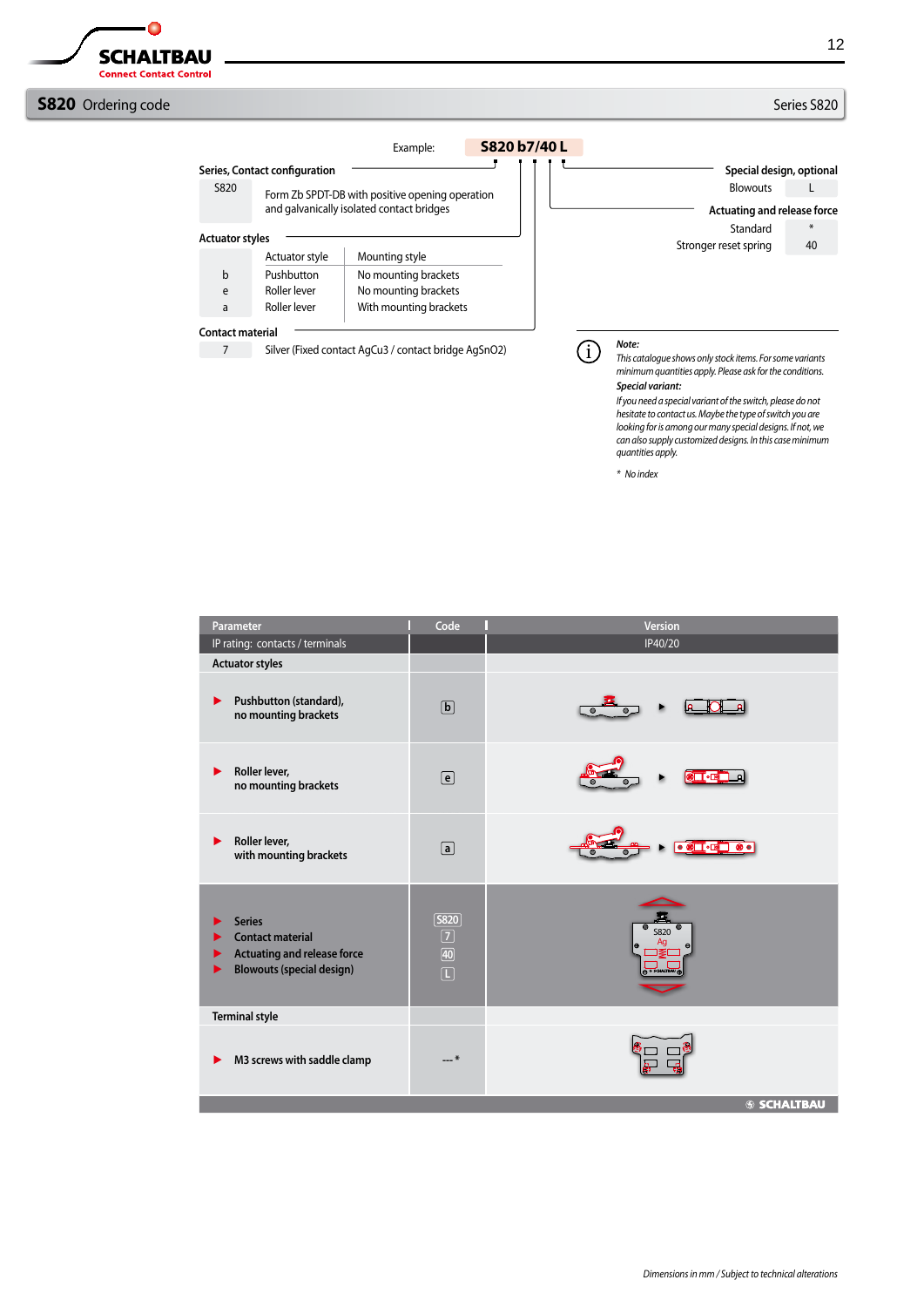## S820 Ordering code

Series S820

Example: **S820 b7/40 L**

**Series, Contact configuration**

| | |
|---|---|
| S820 | Form Zb SPDT-DB with positive opening operation and galvanically isolated contact bridges |

**Actuator styles**

| | Actuator style | Mounting style |
|---|---|---|
| b | Pushbutton | No mounting brackets |
| e | Roller lever | No mounting brackets |
| a | Roller lever | With mounting brackets |

**Contact material**

| | |
|---|---|
| 7 | Silver (Fixed contact AgCu3 / contact bridge AgSnO2) |

**Special design, optional**

| | |
|---|---|
| Blowouts | L |

**Actuating and release force**

| | |
|---|---|
| Standard | * |
| Stronger reset spring | 40 |

***Note:***

*This catalogue shows only stock items. For some variants minimum quantities apply. Please ask for the conditions.*

***Special variant:***

*If you need a special variant of the switch, please do not hesitate to contact us. Maybe the type of switch you are looking for is among our many special designs. If not, we can also supply customized designs. In this case minimum quantities apply.*

*\* No index*

| Parameter | Code | Version |
|---|---|---|
| IP rating: contacts / terminals | | IP40/20 |
| **Actuator styles** | | |
| Pushbutton (standard), no mounting brackets | b | |
| Roller lever, no mounting brackets | e | |
| Roller lever, with mounting brackets | a | |
| Series<br>Contact material<br>Actuating and release force<br>Blowouts (special design) | S820<br>7<br>40<br>L | |
| **Terminal style** | | |
| M3 screws with saddle clamp | ---* | |

*Dimensions in mm / Subject to technical alterations*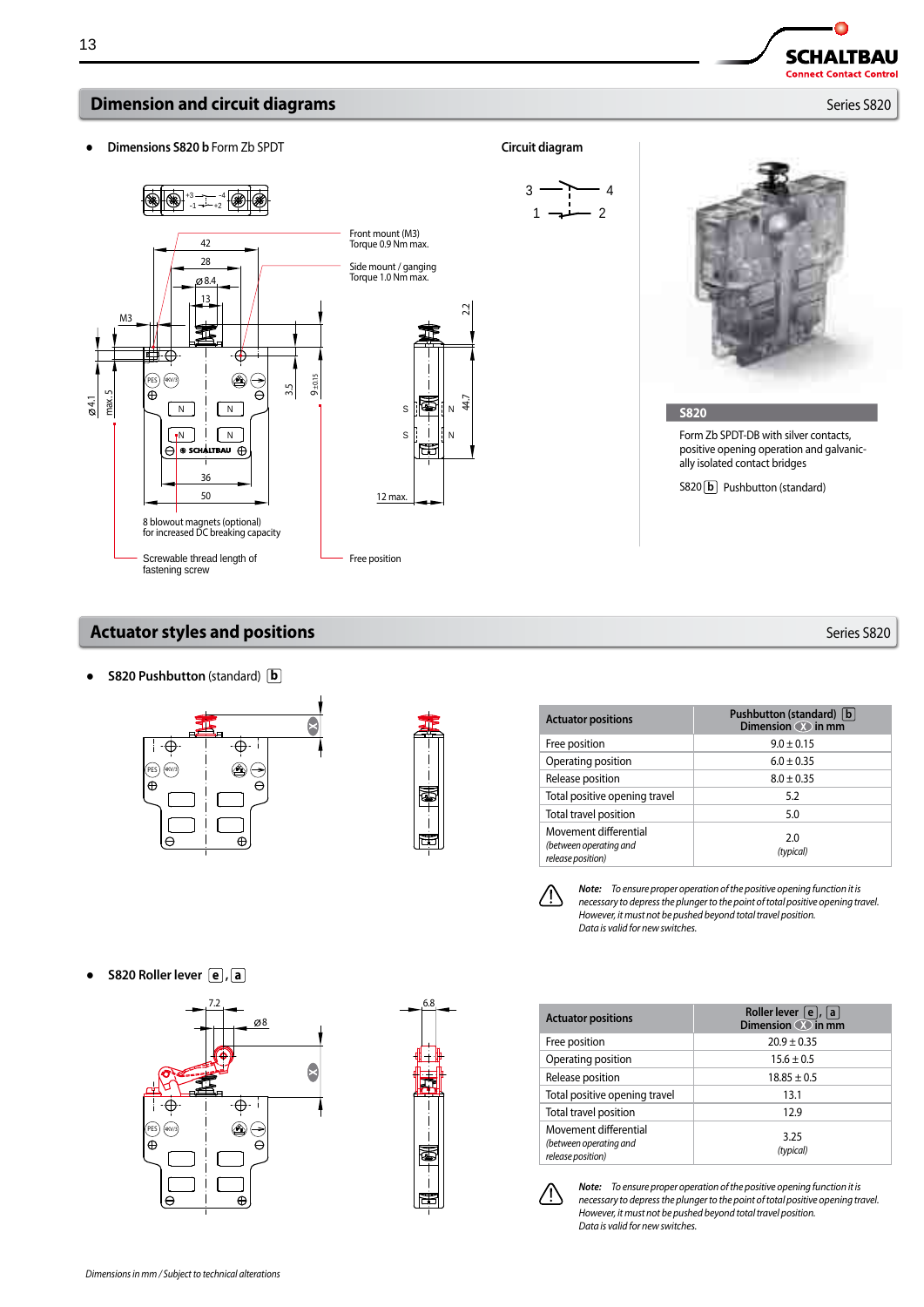## Dimension and circuit diagrams

Series S820

- **Dimensions S820 b** Form Zb SPDT

Front mount (M3)
Torque 0.9 Nm max.

Side mount / ganging
Torque 1.0 Nm max.

8 blowout magnets (optional)
for increased DC breaking capacity

Screwable thread length of
fastening screw

Free position

**Circuit diagram**

**S820**

Form Zb SPDT-DB with silver contacts, positive opening operation and galvanically isolated contact bridges

S820 b Pushbutton (standard)

## Actuator styles and positions

Series S820

- **S820 Pushbutton** (standard) b

| Actuator positions | Pushbutton (standard) b Dimension X in mm |
|---|---|
| Free position | 9.0 ± 0.15 |
| Operating position | 6.0 ± 0.35 |
| Release position | 8.0 ± 0.35 |
| Total positive opening travel | 5.2 |
| Total travel position | 5.0 |
| Movement differential *(between operating and release position)* | 2.0 *(typical)* |

***Note:*** *To ensure proper operation of the positive opening function it is necessary to depress the plunger to the point of total positive opening travel. However, it must not be pushed beyond total travel position. Data is valid for new switches.*

- **S820 Roller lever** e, a

| Actuator positions | Roller lever e, a Dimension X in mm |
|---|---|
| Free position | 20.9 ± 0.35 |
| Operating position | 15.6 ± 0.5 |
| Release position | 18.85 ± 0.5 |
| Total positive opening travel | 13.1 |
| Total travel position | 12.9 |
| Movement differential *(between operating and release position)* | 3.25 *(typical)* |

***Note:*** *To ensure proper operation of the positive opening function it is necessary to depress the plunger to the point of total positive opening travel. However, it must not be pushed beyond total travel position. Data is valid for new switches.*

*Dimensions in mm / Subject to technical alterations*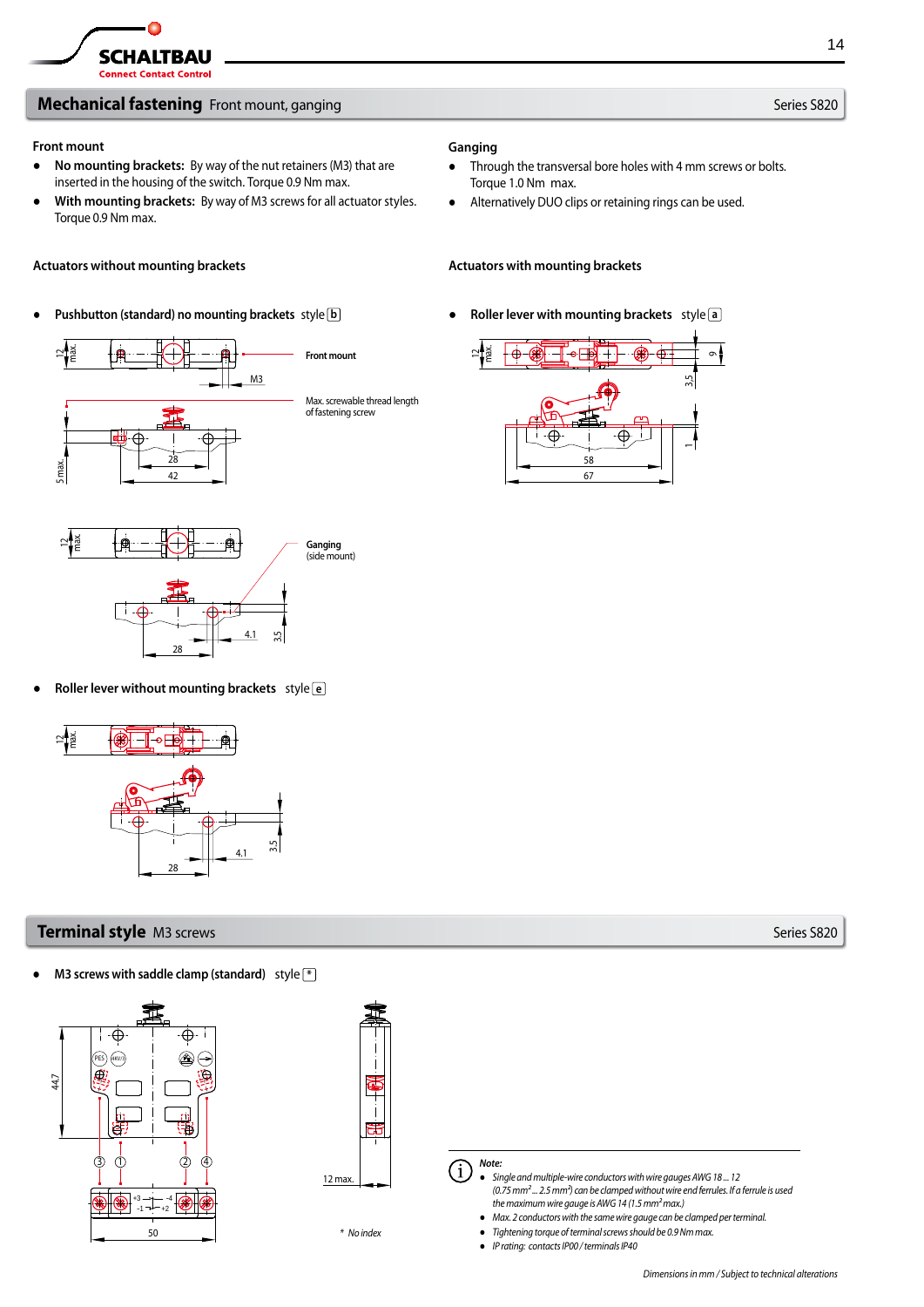## Mechanical fastening Front mount, ganging

Series S820

### Front mount

- **No mounting brackets:** By way of the nut retainers (M3) that are inserted in the housing of the switch. Torque 0.9 Nm max.
- **With mounting brackets:** By way of M3 screws for all actuator styles. Torque 0.9 Nm max.

### Ganging

- Through the transversal bore holes with 4 mm screws or bolts. Torque 1.0 Nm max.
- Alternatively DUO clips or retaining rings can be used.

### Actuators without mounting brackets

- **Pushbutton (standard) no mounting brackets** style b

Front mount

Max. screwable thread length of fastening screw

Ganging (side mount)

- **Roller lever without mounting brackets** style e

### Actuators with mounting brackets

- **Roller lever with mounting brackets** style a

## Terminal style M3 screws

Series S820

- **M3 screws with saddle clamp (standard)** style *

\* No index

*Note:*

- *Single and multiple-wire conductors with wire gauges AWG 18 ... 12 (0.75 mm² ... 2.5 mm²) can be clamped without wire end ferrules. If a ferrule is used the maximum wire gauge is AWG 14 (1.5 mm² max.)*
- *Max. 2 conductors with the same wire gauge can be clamped per terminal.*
- *Tightening torque of terminal screws should be 0.9 Nm max.*
- *IP rating: contacts IP00 / terminals IP40*

*Dimensions in mm / Subject to technical alterations*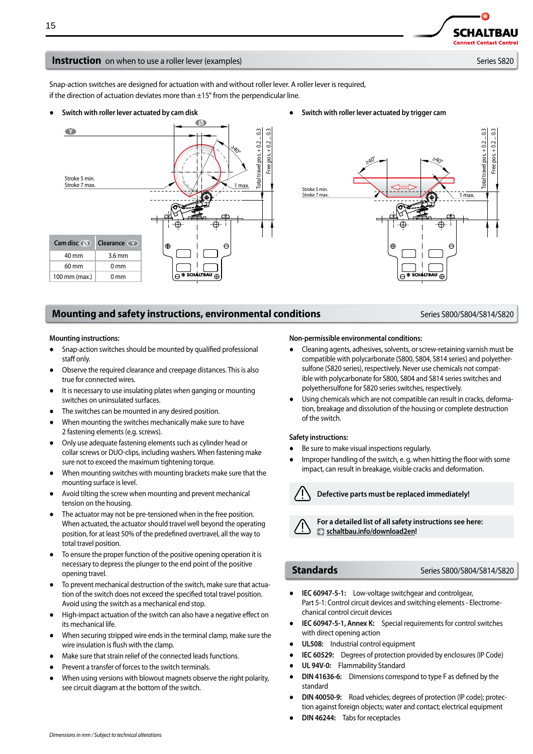## Instruction on when to use a roller lever (examples)

Series S820

Snap-action switches are designed for actuation with and without roller lever. A roller lever is required, if the direction of actuation deviates more than ±15° from the perpendicular line.

- **Switch with roller lever actuated by cam disk**

Stroke 5 min.
Stroke 7 max.

| Cam disc Ø | Clearance Y |
|---|---|
| 40 mm | 3.6 mm |
| 60 mm | 0 mm |
| 100 mm (max.) | 0 mm |

- **Switch with roller lever actuated by trigger cam**

Stroke 5 min.
Stroke 7 max.

## Mounting and safety instructions, environmental conditions

Series S800/S804/S814/S820

**Mounting instructions:**

- Snap-action switches should be mounted by qualified professional staff only.
- Observe the required clearance and creepage distances. This is also true for connected wires.
- It is necessary to use insulating plates when ganging or mounting switches on uninsulated surfaces.
- The switches can be mounted in any desired position.
- When mounting the switches mechanically make sure to have 2 fastening elements (e.g. screws).
- Only use adequate fastening elements such as cylinder head or collar screws or DUO-clips, including washers. When fastening make sure not to exceed the maximum tightening torque.
- When mounting switches with mounting brackets make sure that the mounting surface is level.
- Avoid tilting the screw when mounting and prevent mechanical tension on the housing.
- The actuator may not be pre-tensioned when in the free position. When actuated, the actuator should travel well beyond the operating position, for at least 50% of the predefined overtravel, all the way to total travel position.
- To ensure the proper function of the positive opening operation it is necessary to depress the plunger to the end point of the positive opening travel.
- To prevent mechanical destruction of the switch, make sure that actuation of the switch does not exceed the specified total travel position. Avoid using the switch as a mechanical end stop.
- High-impact actuation of the switch can also have a negative effect on its mechanical life.
- When securing stripped wire ends in the terminal clamp, make sure the wire insulation is flush with the clamp.
- Make sure that strain relief of the connected leads functions.
- Prevent a transfer of forces to the switch terminals.
- When using versions with blowout magnets observe the right polarity, see circuit diagram at the bottom of the switch.

**Non-permissible environmental conditions:**

- Cleaning agents, adhesives, solvents, or screw-retaining varnish must be compatible with polycarbonate (S800, S804, S814 series) and polyethersulfone (S820 series), respectively. Never use chemicals not compatible with polycarbonate for S800, S804 and S814 series switches and polyethersulfone for S820 series switches, respectively.
- Using chemicals which are not compatible can result in cracks, deformation, breakage and dissolution of the housing or complete destruction of the switch.

**Safety instructions:**

- Be sure to make visual inspections regularly.
- Improper handling of the switch, e. g. when hitting the floor with some impact, can result in breakage, visible cracks and deformation.

⚠ **Defective parts must be replaced immediately!**

⚠ **For a detailed list of all safety instructions see here:**
schaltbau.info/download2en!

## Standards

Series S800/S804/S814/S820

- **IEC 60947-5-1:** Low-voltage switchgear and controlgear, Part 5-1: Control circuit devices and switching elements - Electromechanical control circuit devices
- **IEC 60947-5-1, Annex K:** Special requirements for control switches with direct opening action
- **UL508:** Industrial control equipment
- **IEC 60529:** Degrees of protection provided by enclosures (IP Code)
- **UL 94V-0:** Flammability Standard
- **DIN 41636-6:** Dimensions correspond to type F as defined by the standard
- **DIN 40050-9:** Road vehicles; degrees of protection (IP code); protection against foreign objects; water and contact; electrical equipment
- **DIN 46244:** Tabs for receptacles

*Dimensions in mm / Subject to technical alterations*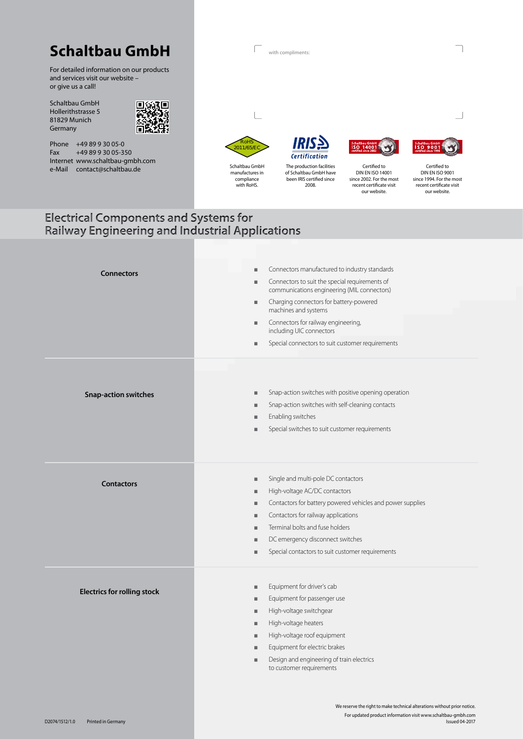# Schaltbau GmbH

For detailed information on our products and services visit our website – or give us a call!

Schaltbau GmbH
Hollerithstrasse 5
81829 Munich
Germany

Phone +49 89 9 30 05-0
Fax +49 89 9 30 05-350
Internet www.schaltbau-gmbh.com
e-Mail contact@schaltbau.de

with compliments:

RoHS 2011/65/EC

Schaltbau GmbH manufactures in compliance with RoHS.

IRIS Certification

The production facilities of Schaltbau GmbH have been IRIS certified since 2008.

Schaltbau GmbH ISO 14001 certified since 2002

Certified to DIN EN ISO 14001 since 2002. For the most recent certificate visit our website.

Schaltbau GmbH ISO 9001 certified since 1994

Certified to DIN EN ISO 9001 since 1994. For the most recent certificate visit our website.

## Electrical Components and Systems for Railway Engineering and Industrial Applications

**Connectors**

- Connectors manufactured to industry standards
- Connectors to suit the special requirements of communications engineering (MIL connectors)
- Charging connectors for battery-powered machines and systems
- Connectors for railway engineering, including UIC connectors
- Special connectors to suit customer requirements

**Snap-action switches**

- Snap-action switches with positive opening operation
- Snap-action switches with self-cleaning contacts
- Enabling switches
- Special switches to suit customer requirements

**Contactors**

- Single and multi-pole DC contactors
- High-voltage AC/DC contactors
- Contactors for battery powered vehicles and power supplies
- Contactors for railway applications
- Terminal bolts and fuse holders
- DC emergency disconnect switches
- Special contactors to suit customer requirements

**Electrics for rolling stock**

- Equipment for driver's cab
- Equipment for passenger use
- High-voltage switchgear
- High-voltage heaters
- High-voltage roof equipment
- Equipment for electric brakes
- Design and engineering of train electrics to customer requirements

We reserve the right to make technical alterations without prior notice.
For updated product information visit www.schaltbau-gmbh.com
Issued 04-2017

D2074/1512/1.0 Printed in Germany